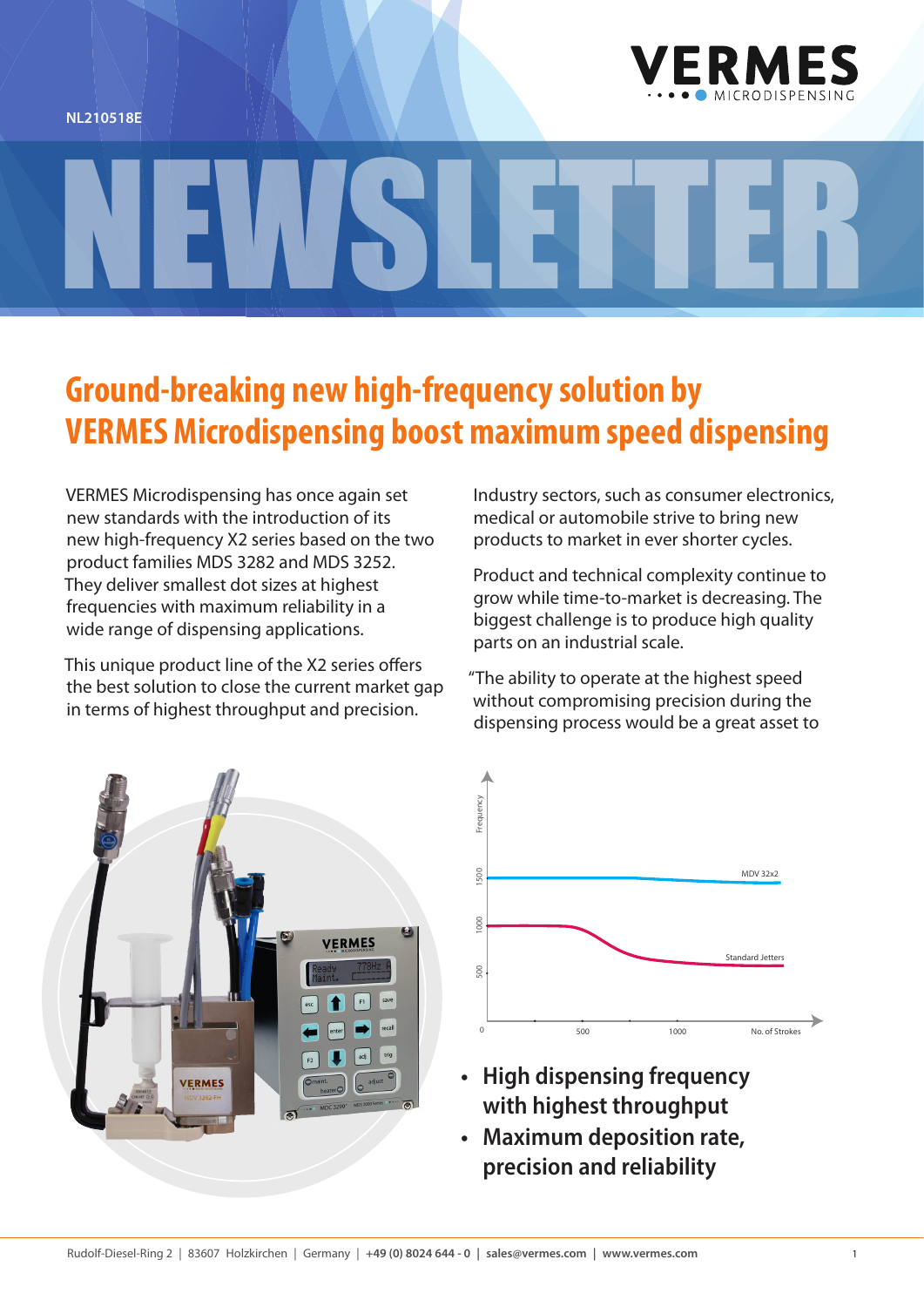NL210518E

# NEWSLETTER

## Ground-breaking new high-frequency solution by VERMES Microdispensing boost maximum speed dispensing

VERMES Microdispensing has once again set new standards with the introduction of its new high-frequency X2 series based on the two product families MDS 3282 and MDS 3252. They deliver smallest dot sizes at highest frequencies with maximum reliability in a wide range of dispensing applications.

This unique product line of the X2 series offers the best solution to close the current market gap in terms of highest throughput and precision.

Industry sectors, such as consumer electronics, medical or automobile strive to bring new products to market in ever shorter cycles.

Product and technical complexity continue to grow while time-to-market is decreasing. The biggest challenge is to produce high quality parts on an industrial scale.

"The ability to operate at the highest speed without compromising precision during the dispensing process would be a great asset to

- **High dispensing frequency with highest throughput**
- **Maximum deposition rate, precision and reliability**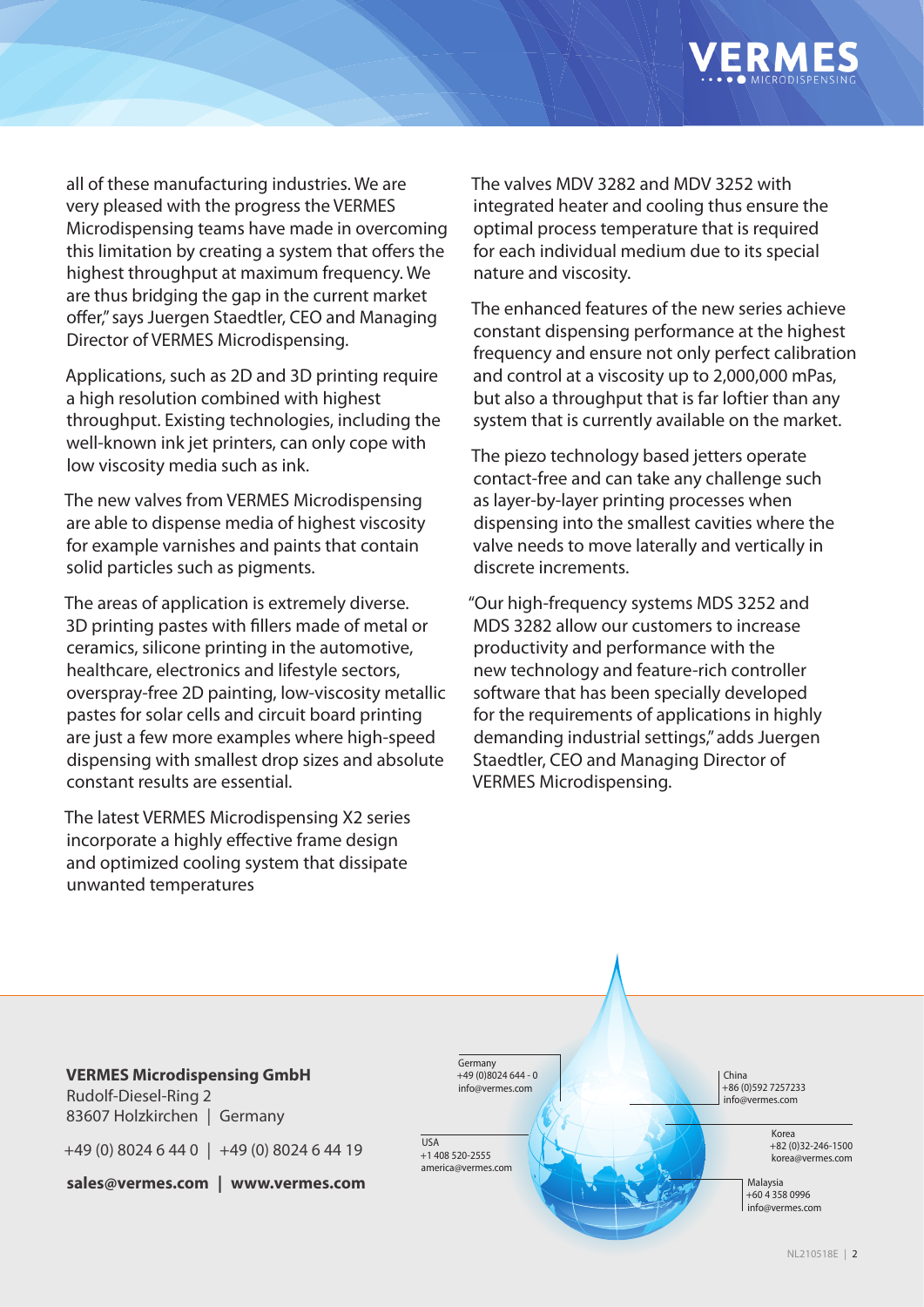all of these manufacturing industries. We are very pleased with the progress the VERMES Microdispensing teams have made in overcoming this limitation by creating a system that offers the highest throughput at maximum frequency. We are thus bridging the gap in the current market offer," says Juergen Staedtler, CEO and Managing Director of VERMES Microdispensing.

Applications, such as 2D and 3D printing require a high resolution combined with highest throughput. Existing technologies, including the well-known ink jet printers, can only cope with low viscosity media such as ink.

The new valves from VERMES Microdispensing are able to dispense media of highest viscosity for example varnishes and paints that contain solid particles such as pigments.

The areas of application is extremely diverse. 3D printing pastes with fillers made of metal or ceramics, silicone printing in the automotive, healthcare, electronics and lifestyle sectors, overspray-free 2D painting, low-viscosity metallic pastes for solar cells and circuit board printing are just a few more examples where high-speed dispensing with smallest drop sizes and absolute constant results are essential.

The latest VERMES Microdispensing X2 series incorporate a highly effective frame design and optimized cooling system that dissipate unwanted temperatures

The valves MDV 3282 and MDV 3252 with integrated heater and cooling thus ensure the optimal process temperature that is required for each individual medium due to its special nature and viscosity.

The enhanced features of the new series achieve constant dispensing performance at the highest frequency and ensure not only perfect calibration and control at a viscosity up to 2,000,000 mPas, but also a throughput that is far loftier than any system that is currently available on the market.

The piezo technology based jetters operate contact-free and can take any challenge such as layer-by-layer printing processes when dispensing into the smallest cavities where the valve needs to move laterally and vertically in discrete increments.

"Our high-frequency systems MDS 3252 and MDS 3282 allow our customers to increase productivity and performance with the new technology and feature-rich controller software that has been specially developed for the requirements of applications in highly demanding industrial settings," adds Juergen Staedtler, CEO and Managing Director of VERMES Microdispensing.

**VERMES Microdispensing GmbH**
Rudolf-Diesel-Ring 2
83607 Holzkirchen | Germany

+49 (0) 8024 6 44 0 | +49 (0) 8024 6 44 19

**sales@vermes.com | www.vermes.com**

Germany
+49 (0)8024 644 - 0
info@vermes.com

USA
+1 408 520-2555
america@vermes.com

China
+86 (0)592 7257233
info@vermes.com

Korea
+82 (0)32-246-1500
korea@vermes.com

Malaysia
+60 4 358 0996
info@vermes.com

NL210518E